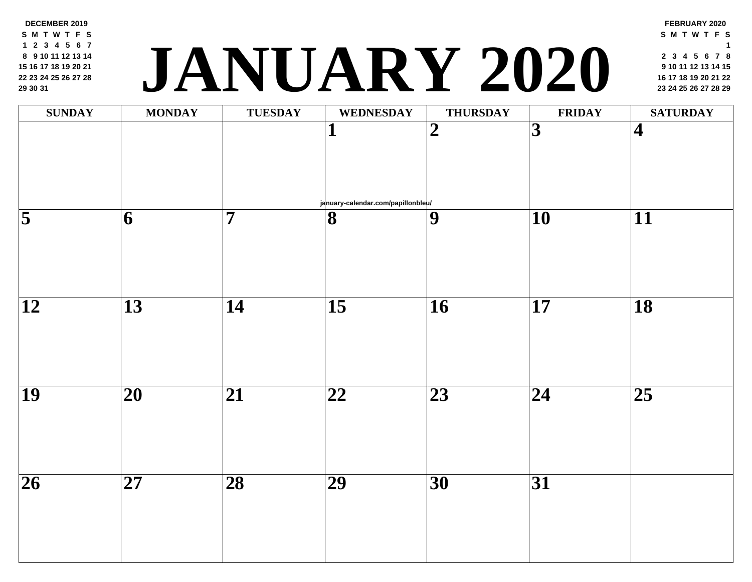# JANUARY 2020

**DECEMBER 2019**

| S | M | T | W | T | F | S |
|---|---|---|---|---|---|---|
| 1 | 2 | 3 | 4 | 5 | 6 | 7 |
| 8 | 9 | 10 | 11 | 12 | 13 | 14 |
| 15 | 16 | 17 | 18 | 19 | 20 | 21 |
| 22 | 23 | 24 | 25 | 26 | 27 | 28 |
| 29 | 30 | 31 | | | | |

**FEBRUARY 2020**

| S | M | T | W | T | F | S |
|---|---|---|---|---|---|---|
| | | | | | | 1 |
| 2 | 3 | 4 | 5 | 6 | 7 | 8 |
| 9 | 10 | 11 | 12 | 13 | 14 | 15 |
| 16 | 17 | 18 | 19 | 20 | 21 | 22 |
| 23 | 24 | 25 | 26 | 27 | 28 | 29 |

| SUNDAY | MONDAY | TUESDAY | WEDNESDAY | THURSDAY | FRIDAY | SATURDAY |
|---|---|---|---|---|---|---|
| | | | 1 | 2 | 3 | 4 |
| 5 | 6 | 7 | 8 | 9 | 10 | 11 |
| 12 | 13 | 14 | 15 | 16 | 17 | 18 |
| 19 | 20 | 21 | 22 | 23 | 24 | 25 |
| 26 | 27 | 28 | 29 | 30 | 31 | |

january-calendar.com/papillonbleu/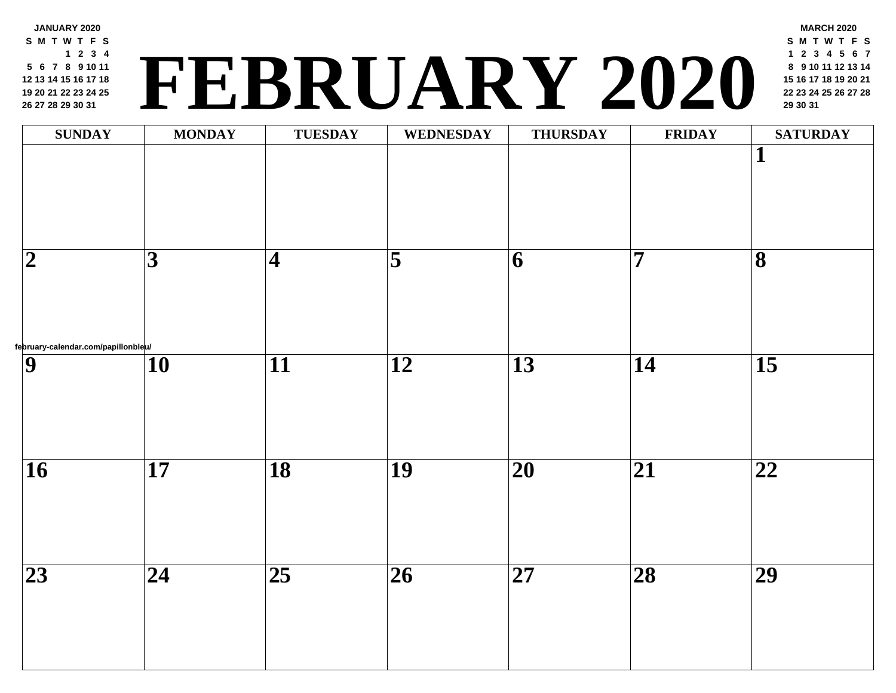**JANUARY 2020**

| S | M | T | W | T | F | S |
|---|---|---|---|---|---|---|
| | | | 1 | 2 | 3 | 4 |
| 5 | 6 | 7 | 8 | 9 | 10 | 11 |
| 12 | 13 | 14 | 15 | 16 | 17 | 18 |
| 19 | 20 | 21 | 22 | 23 | 24 | 25 |
| 26 | 27 | 28 | 29 | 30 | 31 | |

# FEBRUARY 2020

**MARCH 2020**

| S | M | T | W | T | F | S |
|---|---|---|---|---|---|---|
| 1 | 2 | 3 | 4 | 5 | 6 | 7 |
| 8 | 9 | 10 | 11 | 12 | 13 | 14 |
| 15 | 16 | 17 | 18 | 19 | 20 | 21 |
| 22 | 23 | 24 | 25 | 26 | 27 | 28 |
| 29 | 30 | 31 | | | | |

| SUNDAY | MONDAY | TUESDAY | WEDNESDAY | THURSDAY | FRIDAY | SATURDAY |
|---|---|---|---|---|---|---|
| | | | | | | 1 |
| 2 | 3 | 4 | 5 | 6 | 7 | 8 |
| 9 | 10 | 11 | 12 | 13 | 14 | 15 |
| 16 | 17 | 18 | 19 | 20 | 21 | 22 |
| 23 | 24 | 25 | 26 | 27 | 28 | 29 |

february-calendar.com/papillonbleu/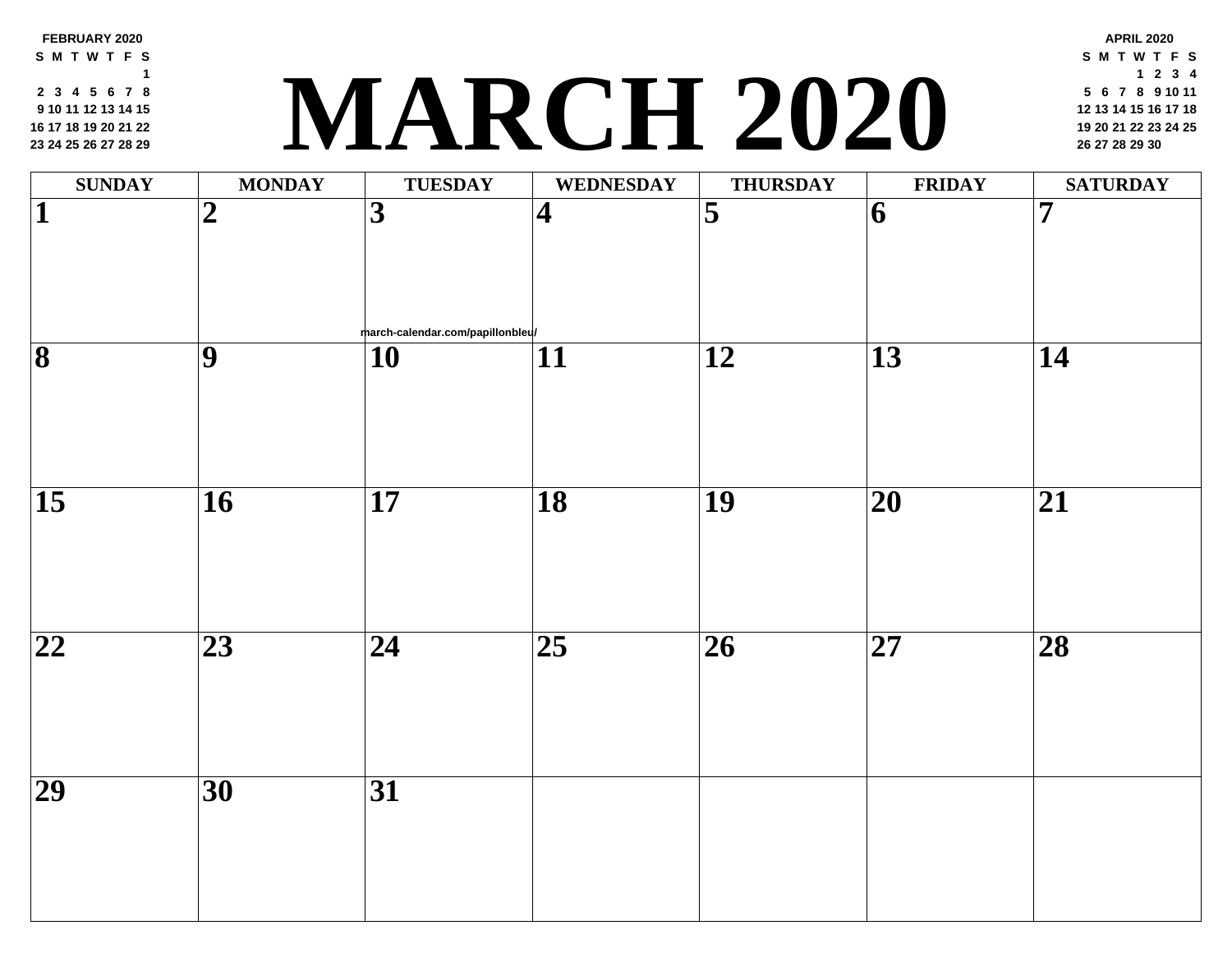# MARCH 2020

**FEBRUARY 2020**

| S | M | T | W | T | F | S |
|---|---|---|---|---|---|---|
| | | | | | | 1 |
| 2 | 3 | 4 | 5 | 6 | 7 | 8 |
| 9 | 10 | 11 | 12 | 13 | 14 | 15 |
| 16 | 17 | 18 | 19 | 20 | 21 | 22 |
| 23 | 24 | 25 | 26 | 27 | 28 | 29 |

**APRIL 2020**

| S | M | T | W | T | F | S |
|---|---|---|---|---|---|---|
| | | | 1 | 2 | 3 | 4 |
| 5 | 6 | 7 | 8 | 9 | 10 | 11 |
| 12 | 13 | 14 | 15 | 16 | 17 | 18 |
| 19 | 20 | 21 | 22 | 23 | 24 | 25 |
| 26 | 27 | 28 | 29 | 30 | | |

| SUNDAY | MONDAY | TUESDAY | WEDNESDAY | THURSDAY | FRIDAY | SATURDAY |
|---|---|---|---|---|---|---|
| 1 | 2 | 3 | 4 | 5 | 6 | 7 |
| 8 | 9 | 10 | 11 | 12 | 13 | 14 |
| 15 | 16 | 17 | 18 | 19 | 20 | 21 |
| 22 | 23 | 24 | 25 | 26 | 27 | 28 |
| 29 | 30 | 31 | | | | |

march-calendar.com/papillonbleu/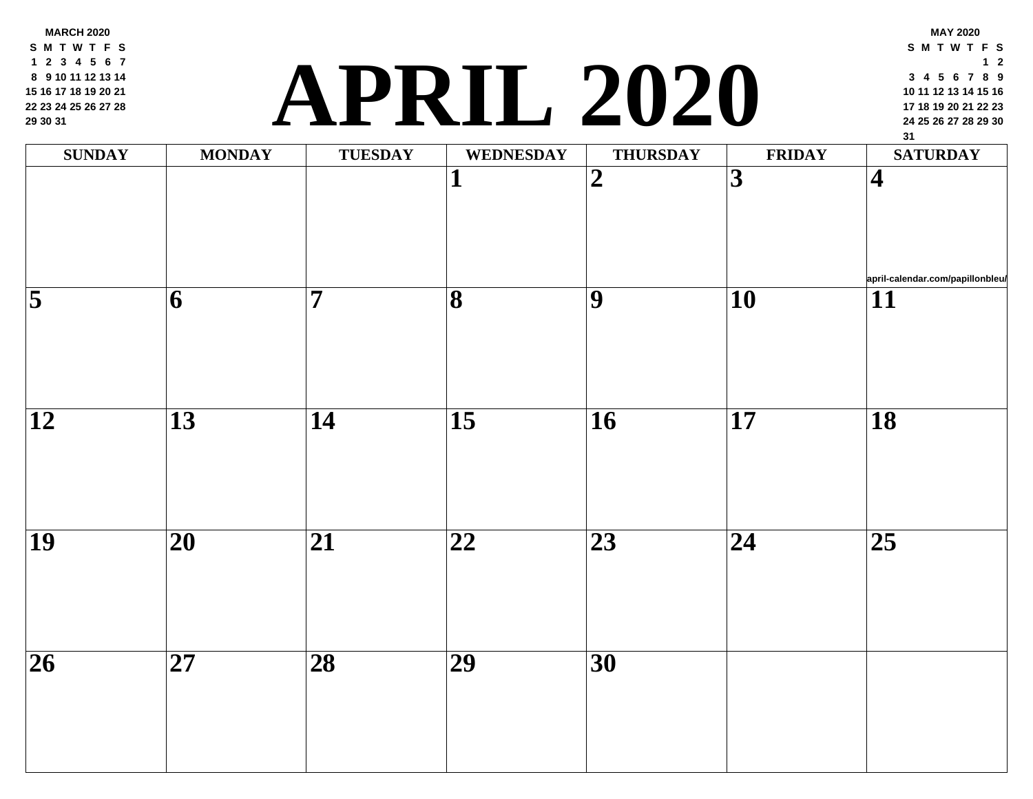# APRIL 2020

**MARCH 2020**

| S | M | T | W | T | F | S |
|---|---|---|---|---|---|---|
| 1 | 2 | 3 | 4 | 5 | 6 | 7 |
| 8 | 9 | 10 | 11 | 12 | 13 | 14 |
| 15 | 16 | 17 | 18 | 19 | 20 | 21 |
| 22 | 23 | 24 | 25 | 26 | 27 | 28 |
| 29 | 30 | 31 | | | | |

**MAY 2020**

| S | M | T | W | T | F | S |
|---|---|---|---|---|---|---|
| | | | | | 1 | 2 |
| 3 | 4 | 5 | 6 | 7 | 8 | 9 |
| 10 | 11 | 12 | 13 | 14 | 15 | 16 |
| 17 | 18 | 19 | 20 | 21 | 22 | 23 |
| 24 | 25 | 26 | 27 | 28 | 29 | 30 |
| 31 | | | | | | |

| SUNDAY | MONDAY | TUESDAY | WEDNESDAY | THURSDAY | FRIDAY | SATURDAY |
|---|---|---|---|---|---|---|
| | | | 1 | 2 | 3 | 4 |
| 5 | 6 | 7 | 8 | 9 | 10 | 11 |
| 12 | 13 | 14 | 15 | 16 | 17 | 18 |
| 19 | 20 | 21 | 22 | 23 | 24 | 25 |
| 26 | 27 | 28 | 29 | 30 | | |

april-calendar.com/papillonbleu/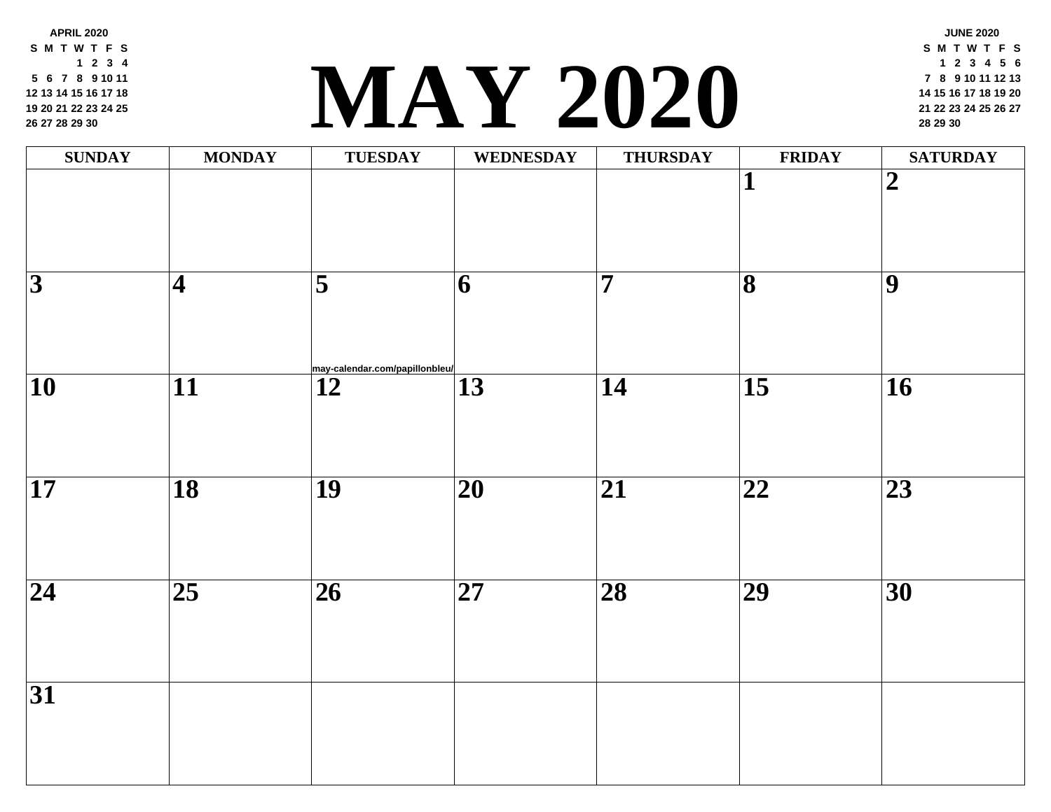# MAY 2020

**APRIL 2020**

| S | M | T | W | T | F | S |
|---|---|---|---|---|---|---|
| | | | 1 | 2 | 3 | 4 |
| 5 | 6 | 7 | 8 | 9 | 10 | 11 |
| 12 | 13 | 14 | 15 | 16 | 17 | 18 |
| 19 | 20 | 21 | 22 | 23 | 24 | 25 |
| 26 | 27 | 28 | 29 | 30 | | |

**JUNE 2020**

| S | M | T | W | T | F | S |
|---|---|---|---|---|---|---|
| | 1 | 2 | 3 | 4 | 5 | 6 |
| 7 | 8 | 9 | 10 | 11 | 12 | 13 |
| 14 | 15 | 16 | 17 | 18 | 19 | 20 |
| 21 | 22 | 23 | 24 | 25 | 26 | 27 |
| 28 | 29 | 30 | | | | |

| SUNDAY | MONDAY | TUESDAY | WEDNESDAY | THURSDAY | FRIDAY | SATURDAY |
|---|---|---|---|---|---|---|
| | | | | | 1 | 2 |
| 3 | 4 | 5 | 6 | 7 | 8 | 9 |
| 10 | 11 | 12 | 13 | 14 | 15 | 16 |
| 17 | 18 | 19 | 20 | 21 | 22 | 23 |
| 24 | 25 | 26 | 27 | 28 | 29 | 30 |
| 31 | | | | | | |

may-calendar.com/papillonbleu/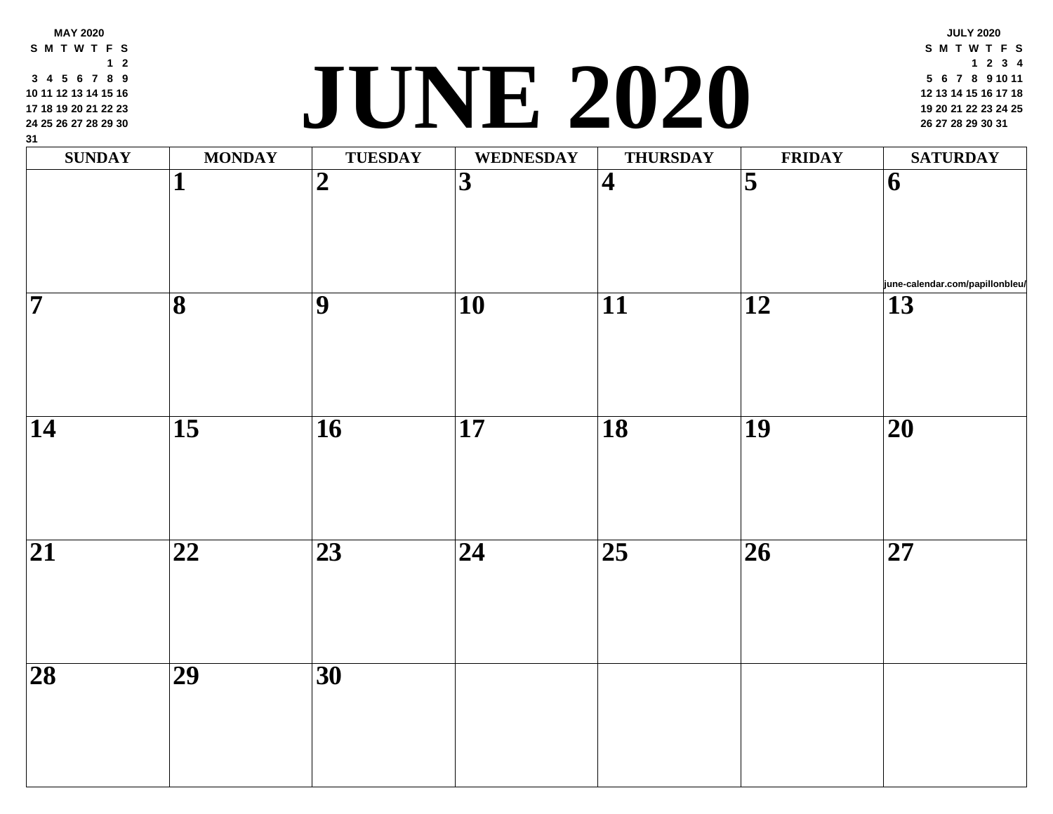# JUNE 2020

**MAY 2020**

| S | M | T | W | T | F | S |
|---|---|---|---|---|---|---|
| | | | | | 1 | 2 |
| 3 | 4 | 5 | 6 | 7 | 8 | 9 |
| 10 | 11 | 12 | 13 | 14 | 15 | 16 |
| 17 | 18 | 19 | 20 | 21 | 22 | 23 |
| 24 | 25 | 26 | 27 | 28 | 29 | 30 |
| 31 | | | | | | |

**JULY 2020**

| S | M | T | W | T | F | S |
|---|---|---|---|---|---|---|
| | | | 1 | 2 | 3 | 4 |
| 5 | 6 | 7 | 8 | 9 | 10 | 11 |
| 12 | 13 | 14 | 15 | 16 | 17 | 18 |
| 19 | 20 | 21 | 22 | 23 | 24 | 25 |
| 26 | 27 | 28 | 29 | 30 | 31 | |

| SUNDAY | MONDAY | TUESDAY | WEDNESDAY | THURSDAY | FRIDAY | SATURDAY |
|---|---|---|---|---|---|---|
| | 1 | 2 | 3 | 4 | 5 | 6 june-calendar.com/papillonbleu/ |
| 7 | 8 | 9 | 10 | 11 | 12 | 13 |
| 14 | 15 | 16 | 17 | 18 | 19 | 20 |
| 21 | 22 | 23 | 24 | 25 | 26 | 27 |
| 28 | 29 | 30 | | | | |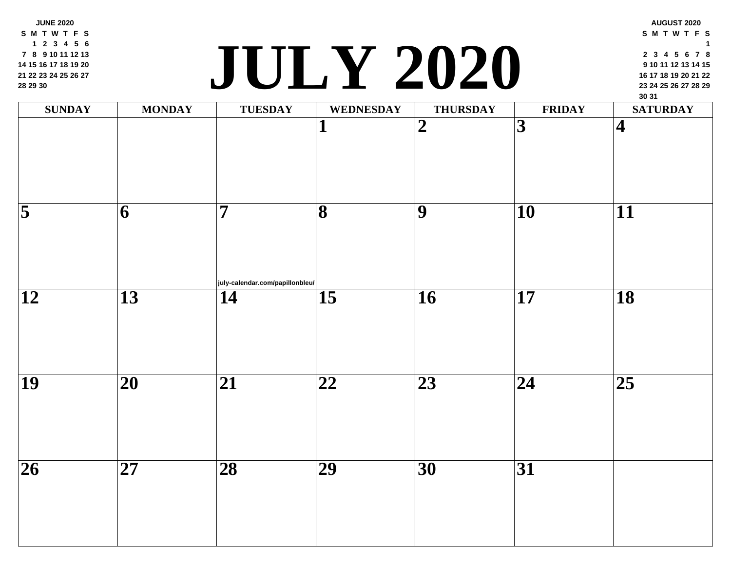# JULY 2020

**JUNE 2020**

| S | M | T | W | T | F | S |
|---|---|---|---|---|---|---|
| | 1 | 2 | 3 | 4 | 5 | 6 |
| 7 | 8 | 9 | 10 | 11 | 12 | 13 |
| 14 | 15 | 16 | 17 | 18 | 19 | 20 |
| 21 | 22 | 23 | 24 | 25 | 26 | 27 |
| 28 | 29 | 30 | | | | |

**AUGUST 2020**

| S | M | T | W | T | F | S |
|---|---|---|---|---|---|---|
| | | | | | | 1 |
| 2 | 3 | 4 | 5 | 6 | 7 | 8 |
| 9 | 10 | 11 | 12 | 13 | 14 | 15 |
| 16 | 17 | 18 | 19 | 20 | 21 | 22 |
| 23 | 24 | 25 | 26 | 27 | 28 | 29 |
| 30 | 31 | | | | | |

| SUNDAY | MONDAY | TUESDAY | WEDNESDAY | THURSDAY | FRIDAY | SATURDAY |
|---|---|---|---|---|---|---|
| | | | 1 | 2 | 3 | 4 |
| 5 | 6 | 7 july-calendar.com/papillonbleu/ | 8 | 9 | 10 | 11 |
| 12 | 13 | 14 | 15 | 16 | 17 | 18 |
| 19 | 20 | 21 | 22 | 23 | 24 | 25 |
| 26 | 27 | 28 | 29 | 30 | 31 | |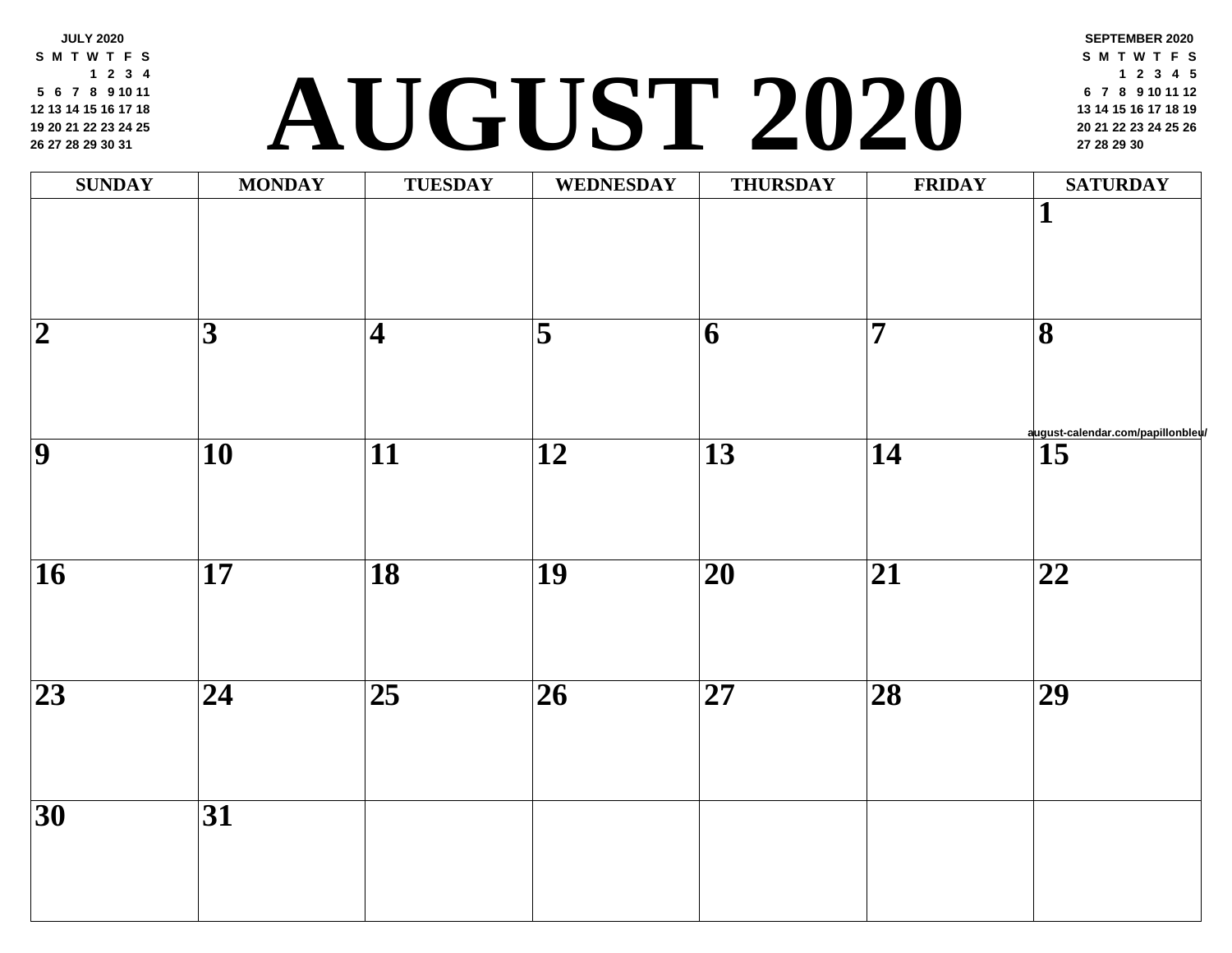JULY 2020

| S | M | T | W | T | F | S |
|---|---|---|---|---|---|---|
| | | | 1 | 2 | 3 | 4 |
| 5 | 6 | 7 | 8 | 9 | 10 | 11 |
| 12 | 13 | 14 | 15 | 16 | 17 | 18 |
| 19 | 20 | 21 | 22 | 23 | 24 | 25 |
| 26 | 27 | 28 | 29 | 30 | 31 | |

# AUGUST 2020

SEPTEMBER 2020

| S | M | T | W | T | F | S |
|---|---|---|---|---|---|---|
| | | 1 | 2 | 3 | 4 | 5 |
| 6 | 7 | 8 | 9 | 10 | 11 | 12 |
| 13 | 14 | 15 | 16 | 17 | 18 | 19 |
| 20 | 21 | 22 | 23 | 24 | 25 | 26 |
| 27 | 28 | 29 | 30 | | | |

| SUNDAY | MONDAY | TUESDAY | WEDNESDAY | THURSDAY | FRIDAY | SATURDAY |
|---|---|---|---|---|---|---|
| | | | | | | 1 |
| 2 | 3 | 4 | 5 | 6 | 7 | 8 |
| 9 | 10 | 11 | 12 | 13 | 14 | 15 |
| 16 | 17 | 18 | 19 | 20 | 21 | 22 |
| 23 | 24 | 25 | 26 | 27 | 28 | 29 |
| 30 | 31 | | | | | |

august-calendar.com/papillonbleu/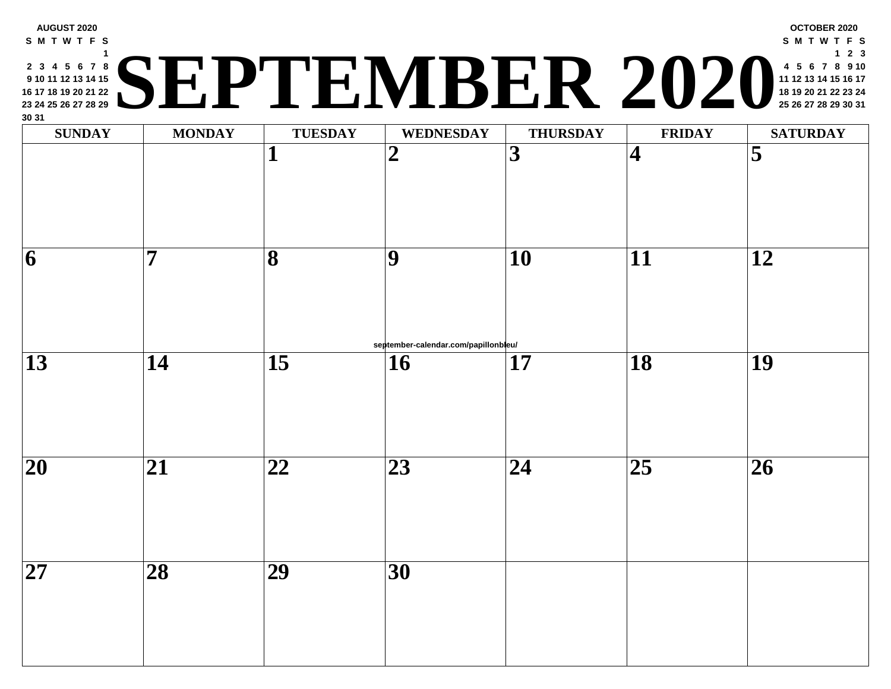AUGUST 2020

| S | M | T | W | T | F | S |
|---|---|---|---|---|---|---|
| | | | | | | 1 |
| 2 | 3 | 4 | 5 | 6 | 7 | 8 |
| 9 | 10 | 11 | 12 | 13 | 14 | 15 |
| 16 | 17 | 18 | 19 | 20 | 21 | 22 |
| 23 | 24 | 25 | 26 | 27 | 28 | 29 |
| 30 | 31 | | | | | |

# SEPTEMBER 2020

OCTOBER 2020

| S | M | T | W | T | F | S |
|---|---|---|---|---|---|---|
| | | | | 1 | 2 | 3 |
| 4 | 5 | 6 | 7 | 8 | 9 | 10 |
| 11 | 12 | 13 | 14 | 15 | 16 | 17 |
| 18 | 19 | 20 | 21 | 22 | 23 | 24 |
| 25 | 26 | 27 | 28 | 29 | 30 | 31 |

| SUNDAY | MONDAY | TUESDAY | WEDNESDAY | THURSDAY | FRIDAY | SATURDAY |
|---|---|---|---|---|---|---|
| | | 1 | 2 | 3 | 4 | 5 |
| 6 | 7 | 8 | 9 | 10 | 11 | 12 |
| 13 | 14 | 15 | 16 | 17 | 18 | 19 |
| 20 | 21 | 22 | 23 | 24 | 25 | 26 |
| 27 | 28 | 29 | 30 | | | |

september-calendar.com/papillonbleu/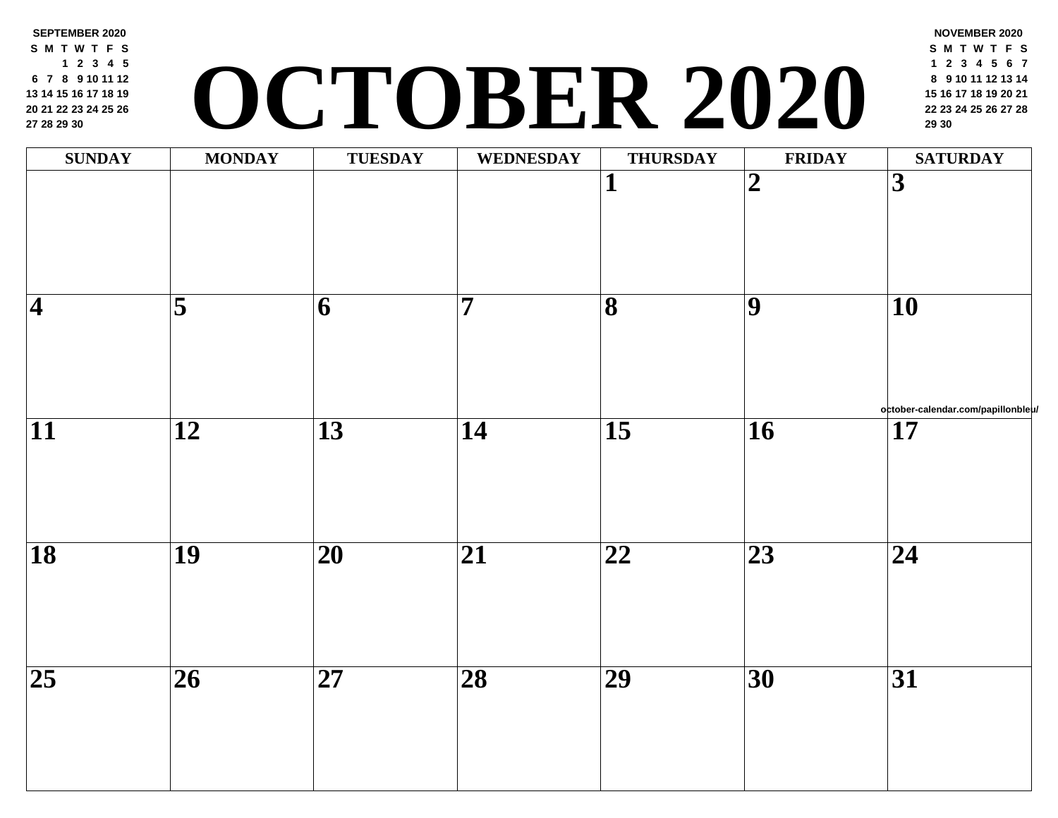# OCTOBER 2020

**SEPTEMBER 2020**

| S | M | T | W | T | F | S |
|---|---|---|---|---|---|---|
| | | 1 | 2 | 3 | 4 | 5 |
| 6 | 7 | 8 | 9 | 10 | 11 | 12 |
| 13 | 14 | 15 | 16 | 17 | 18 | 19 |
| 20 | 21 | 22 | 23 | 24 | 25 | 26 |
| 27 | 28 | 29 | 30 | | | |

**NOVEMBER 2020**

| S | M | T | W | T | F | S |
|---|---|---|---|---|---|---|
| 1 | 2 | 3 | 4 | 5 | 6 | 7 |
| 8 | 9 | 10 | 11 | 12 | 13 | 14 |
| 15 | 16 | 17 | 18 | 19 | 20 | 21 |
| 22 | 23 | 24 | 25 | 26 | 27 | 28 |
| 29 | 30 | | | | | |

| SUNDAY | MONDAY | TUESDAY | WEDNESDAY | THURSDAY | FRIDAY | SATURDAY |
|---|---|---|---|---|---|---|
| | | | | 1 | 2 | 3 |
| 4 | 5 | 6 | 7 | 8 | 9 | 10 |
| 11 | 12 | 13 | 14 | 15 | 16 | 17 |
| 18 | 19 | 20 | 21 | 22 | 23 | 24 |
| 25 | 26 | 27 | 28 | 29 | 30 | 31 |

october-calendar.com/papillonbleu/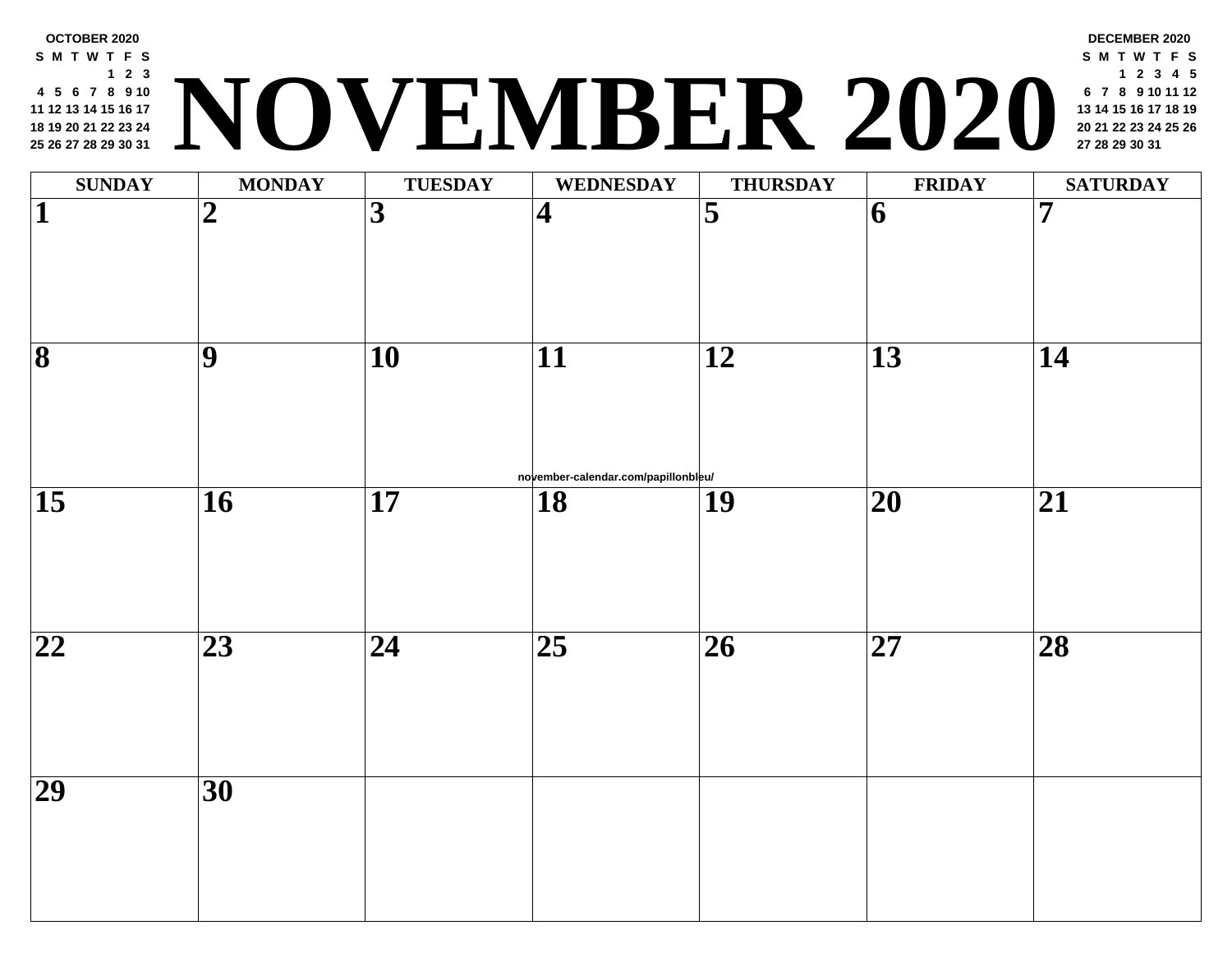**OCTOBER 2020**

| S | M | T | W | T | F | S |
|---|---|---|---|---|---|---|
| | | | | 1 | 2 | 3 |
| 4 | 5 | 6 | 7 | 8 | 9 | 10 |
| 11 | 12 | 13 | 14 | 15 | 16 | 17 |
| 18 | 19 | 20 | 21 | 22 | 23 | 24 |
| 25 | 26 | 27 | 28 | 29 | 30 | 31 |

# NOVEMBER 2020

**DECEMBER 2020**

| S | M | T | W | T | F | S |
|---|---|---|---|---|---|---|
| | | 1 | 2 | 3 | 4 | 5 |
| 6 | 7 | 8 | 9 | 10 | 11 | 12 |
| 13 | 14 | 15 | 16 | 17 | 18 | 19 |
| 20 | 21 | 22 | 23 | 24 | 25 | 26 |
| 27 | 28 | 29 | 30 | 31 | | |

| SUNDAY | MONDAY | TUESDAY | WEDNESDAY | THURSDAY | FRIDAY | SATURDAY |
|---|---|---|---|---|---|---|
| 1 | 2 | 3 | 4 | 5 | 6 | 7 |
| 8 | 9 | 10 | 11 | 12 | 13 | 14 |
| 15 | 16 | 17 | 18 | 19 | 20 | 21 |
| 22 | 23 | 24 | 25 | 26 | 27 | 28 |
| 29 | 30 | | | | | |

november-calendar.com/papillonbleu/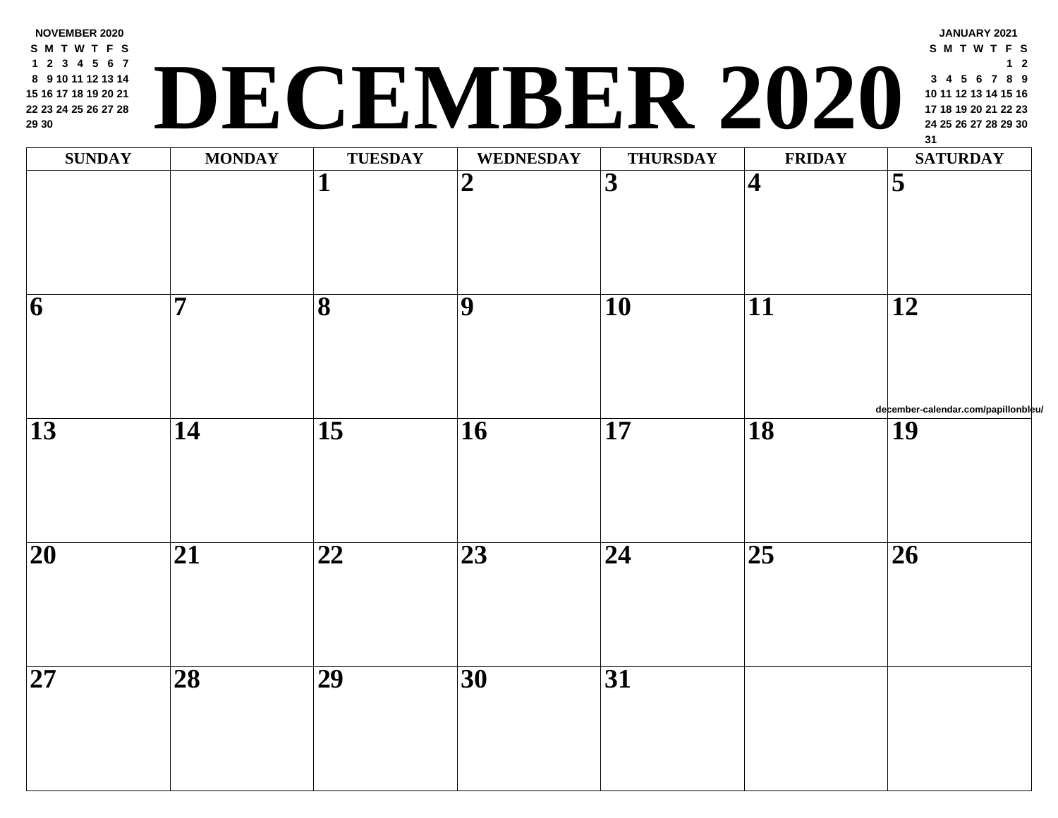# DECEMBER 2020

NOVEMBER 2020

| S | M | T | W | T | F | S |
|---|---|---|---|---|---|---|
| 1 | 2 | 3 | 4 | 5 | 6 | 7 |
| 8 | 9 | 10 | 11 | 12 | 13 | 14 |
| 15 | 16 | 17 | 18 | 19 | 20 | 21 |
| 22 | 23 | 24 | 25 | 26 | 27 | 28 |
| 29 | 30 | | | | | |

JANUARY 2021

| S | M | T | W | T | F | S |
|---|---|---|---|---|---|---|
| | | | | | 1 | 2 |
| 3 | 4 | 5 | 6 | 7 | 8 | 9 |
| 10 | 11 | 12 | 13 | 14 | 15 | 16 |
| 17 | 18 | 19 | 20 | 21 | 22 | 23 |
| 24 | 25 | 26 | 27 | 28 | 29 | 30 |
| 31 | | | | | | |

| SUNDAY | MONDAY | TUESDAY | WEDNESDAY | THURSDAY | FRIDAY | SATURDAY |
|---|---|---|---|---|---|---|
| | | 1 | 2 | 3 | 4 | 5 |
| 6 | 7 | 8 | 9 | 10 | 11 | 12 |
| 13 | 14 | 15 | 16 | 17 | 18 | 19 |
| 20 | 21 | 22 | 23 | 24 | 25 | 26 |
| 27 | 28 | 29 | 30 | 31 | | |

december-calendar.com/papillonbleu/